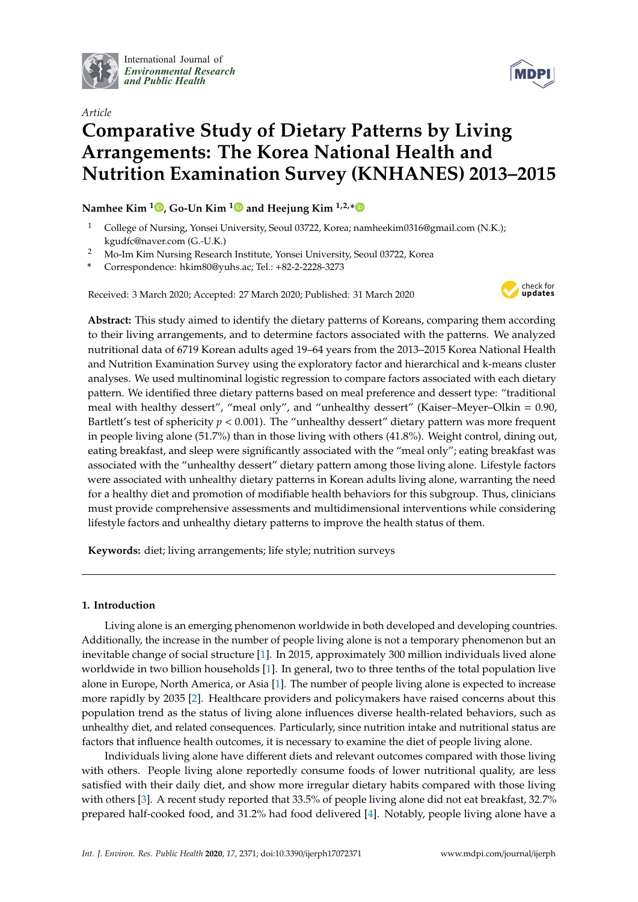*Article*

# Comparative Study of Dietary Patterns by Living Arrangements: The Korea National Health and Nutrition Examination Survey (KNHANES) 2013–2015

**Namhee Kim [1], Go-Un Kim [1] and Heejung Kim [1,2,*]**

[1] College of Nursing, Yonsei University, Seoul 03722, Korea; namheekim0316@gmail.com (N.K.); kgudfc@naver.com (G.-U.K.)

[2] Mo-Im Kim Nursing Research Institute, Yonsei University, Seoul 03722, Korea

\* Correspondence: hkim80@yuhs.ac; Tel.: +82-2-2228-3273

Received: 3 March 2020; Accepted: 27 March 2020; Published: 31 March 2020

**Abstract:** This study aimed to identify the dietary patterns of Koreans, comparing them according to their living arrangements, and to determine factors associated with the patterns. We analyzed nutritional data of 6719 Korean adults aged 19–64 years from the 2013–2015 Korea National Health and Nutrition Examination Survey using the exploratory factor and hierarchical and k-means cluster analyses. We used multinominal logistic regression to compare factors associated with each dietary pattern. We identified three dietary patterns based on meal preference and dessert type: "traditional meal with healthy dessert", "meal only", and "unhealthy dessert" (Kaiser–Meyer–Olkin = 0.90, Bartlett's test of sphericity $p < 0.001$). The "unhealthy dessert" dietary pattern was more frequent in people living alone (51.7%) than in those living with others (41.8%). Weight control, dining out, eating breakfast, and sleep were significantly associated with the "meal only"; eating breakfast was associated with the "unhealthy dessert" dietary pattern among those living alone. Lifestyle factors were associated with unhealthy dietary patterns in Korean adults living alone, warranting the need for a healthy diet and promotion of modifiable health behaviors for this subgroup. Thus, clinicians must provide comprehensive assessments and multidimensional interventions while considering lifestyle factors and unhealthy dietary patterns to improve the health status of them.

**Keywords:** diet; living arrangements; life style; nutrition surveys

## 1. Introduction

Living alone is an emerging phenomenon worldwide in both developed and developing countries. Additionally, the increase in the number of people living alone is not a temporary phenomenon but an inevitable change of social structure [1]. In 2015, approximately 300 million individuals lived alone worldwide in two billion households [1]. In general, two to three tenths of the total population live alone in Europe, North America, or Asia [1]. The number of people living alone is expected to increase more rapidly by 2035 [2]. Healthcare providers and policymakers have raised concerns about this population trend as the status of living alone influences diverse health-related behaviors, such as unhealthy diet, and related consequences. Particularly, since nutrition intake and nutritional status are factors that influence health outcomes, it is necessary to examine the diet of people living alone.

Individuals living alone have different diets and relevant outcomes compared with those living with others. People living alone reportedly consume foods of lower nutritional quality, are less satisfied with their daily diet, and show more irregular dietary habits compared with those living with others [3]. A recent study reported that 33.5% of people living alone did not eat breakfast, 32.7% prepared half-cooked food, and 31.2% had food delivered [4]. Notably, people living alone have a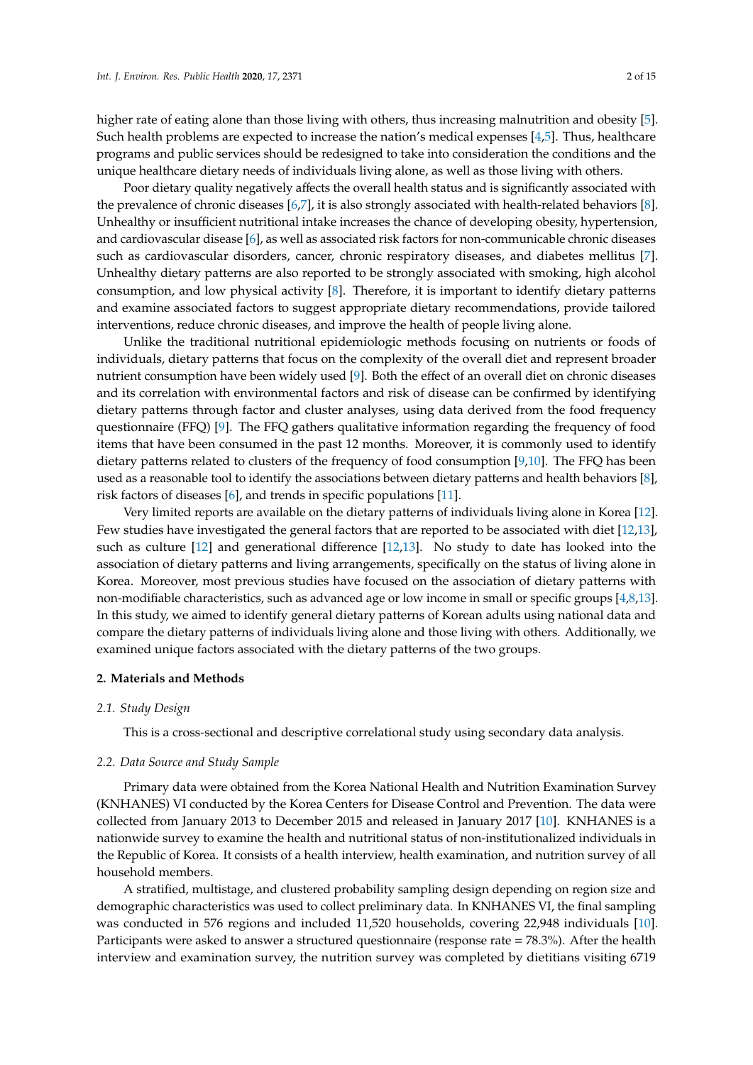higher rate of eating alone than those living with others, thus increasing malnutrition and obesity [5]. Such health problems are expected to increase the nation's medical expenses [4,5]. Thus, healthcare programs and public services should be redesigned to take into consideration the conditions and the unique healthcare dietary needs of individuals living alone, as well as those living with others.

Poor dietary quality negatively affects the overall health status and is significantly associated with the prevalence of chronic diseases [6,7], it is also strongly associated with health-related behaviors [8]. Unhealthy or insufficient nutritional intake increases the chance of developing obesity, hypertension, and cardiovascular disease [6], as well as associated risk factors for non-communicable chronic diseases such as cardiovascular disorders, cancer, chronic respiratory diseases, and diabetes mellitus [7]. Unhealthy dietary patterns are also reported to be strongly associated with smoking, high alcohol consumption, and low physical activity [8]. Therefore, it is important to identify dietary patterns and examine associated factors to suggest appropriate dietary recommendations, provide tailored interventions, reduce chronic diseases, and improve the health of people living alone.

Unlike the traditional nutritional epidemiologic methods focusing on nutrients or foods of individuals, dietary patterns that focus on the complexity of the overall diet and represent broader nutrient consumption have been widely used [9]. Both the effect of an overall diet on chronic diseases and its correlation with environmental factors and risk of disease can be confirmed by identifying dietary patterns through factor and cluster analyses, using data derived from the food frequency questionnaire (FFQ) [9]. The FFQ gathers qualitative information regarding the frequency of food items that have been consumed in the past 12 months. Moreover, it is commonly used to identify dietary patterns related to clusters of the frequency of food consumption [9,10]. The FFQ has been used as a reasonable tool to identify the associations between dietary patterns and health behaviors [8], risk factors of diseases [6], and trends in specific populations [11].

Very limited reports are available on the dietary patterns of individuals living alone in Korea [12]. Few studies have investigated the general factors that are reported to be associated with diet [12,13], such as culture [12] and generational difference [12,13]. No study to date has looked into the association of dietary patterns and living arrangements, specifically on the status of living alone in Korea. Moreover, most previous studies have focused on the association of dietary patterns with non-modifiable characteristics, such as advanced age or low income in small or specific groups [4,8,13]. In this study, we aimed to identify general dietary patterns of Korean adults using national data and compare the dietary patterns of individuals living alone and those living with others. Additionally, we examined unique factors associated with the dietary patterns of the two groups.

## 2. Materials and Methods

### 2.1. Study Design

This is a cross-sectional and descriptive correlational study using secondary data analysis.

### 2.2. Data Source and Study Sample

Primary data were obtained from the Korea National Health and Nutrition Examination Survey (KNHANES) VI conducted by the Korea Centers for Disease Control and Prevention. The data were collected from January 2013 to December 2015 and released in January 2017 [10]. KNHANES is a nationwide survey to examine the health and nutritional status of non-institutionalized individuals in the Republic of Korea. It consists of a health interview, health examination, and nutrition survey of all household members.

A stratified, multistage, and clustered probability sampling design depending on region size and demographic characteristics was used to collect preliminary data. In KNHANES VI, the final sampling was conducted in 576 regions and included 11,520 households, covering 22,948 individuals [10]. Participants were asked to answer a structured questionnaire (response rate = 78.3%). After the health interview and examination survey, the nutrition survey was completed by dietitians visiting 6719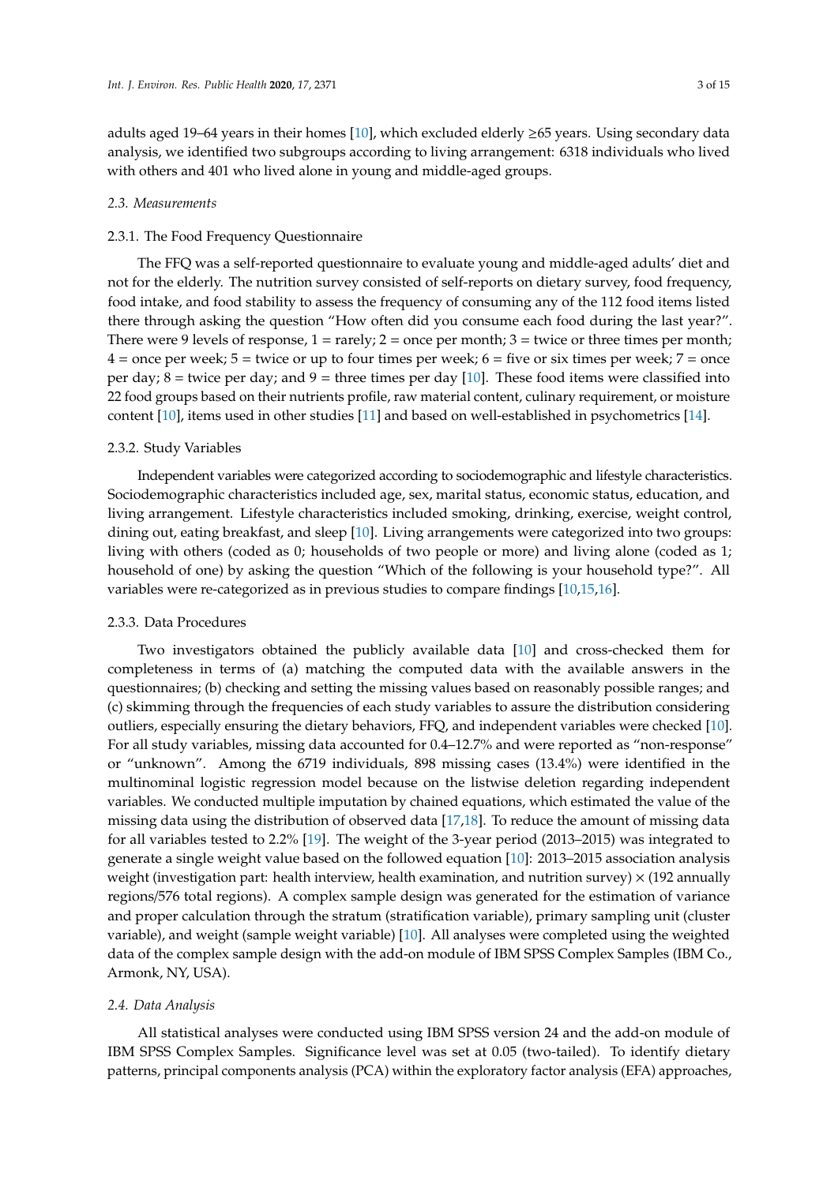adults aged 19–64 years in their homes [10], which excluded elderly ≥65 years. Using secondary data analysis, we identified two subgroups according to living arrangement: 6318 individuals who lived with others and 401 who lived alone in young and middle-aged groups.

### *2.3. Measurements*

#### 2.3.1. The Food Frequency Questionnaire

The FFQ was a self-reported questionnaire to evaluate young and middle-aged adults' diet and not for the elderly. The nutrition survey consisted of self-reports on dietary survey, food frequency, food intake, and food stability to assess the frequency of consuming any of the 112 food items listed there through asking the question "How often did you consume each food during the last year?". There were 9 levels of response, 1 = rarely; 2 = once per month; 3 = twice or three times per month; 4 = once per week; 5 = twice or up to four times per week; 6 = five or six times per week; 7 = once per day; 8 = twice per day; and 9 = three times per day [10]. These food items were classified into 22 food groups based on their nutrients profile, raw material content, culinary requirement, or moisture content [10], items used in other studies [11] and based on well-established in psychometrics [14].

#### 2.3.2. Study Variables

Independent variables were categorized according to sociodemographic and lifestyle characteristics. Sociodemographic characteristics included age, sex, marital status, economic status, education, and living arrangement. Lifestyle characteristics included smoking, drinking, exercise, weight control, dining out, eating breakfast, and sleep [10]. Living arrangements were categorized into two groups: living with others (coded as 0; households of two people or more) and living alone (coded as 1; household of one) by asking the question "Which of the following is your household type?". All variables were re-categorized as in previous studies to compare findings [10,15,16].

#### 2.3.3. Data Procedures

Two investigators obtained the publicly available data [10] and cross-checked them for completeness in terms of (a) matching the computed data with the available answers in the questionnaires; (b) checking and setting the missing values based on reasonably possible ranges; and (c) skimming through the frequencies of each study variables to assure the distribution considering outliers, especially ensuring the dietary behaviors, FFQ, and independent variables were checked [10]. For all study variables, missing data accounted for 0.4–12.7% and were reported as "non-response" or "unknown". Among the 6719 individuals, 898 missing cases (13.4%) were identified in the multinominal logistic regression model because on the listwise deletion regarding independent variables. We conducted multiple imputation by chained equations, which estimated the value of the missing data using the distribution of observed data [17,18]. To reduce the amount of missing data for all variables tested to 2.2% [19]. The weight of the 3-year period (2013–2015) was integrated to generate a single weight value based on the followed equation [10]: 2013–2015 association analysis weight (investigation part: health interview, health examination, and nutrition survey) × (192 annually regions/576 total regions). A complex sample design was generated for the estimation of variance and proper calculation through the stratum (stratification variable), primary sampling unit (cluster variable), and weight (sample weight variable) [10]. All analyses were completed using the weighted data of the complex sample design with the add-on module of IBM SPSS Complex Samples (IBM Co., Armonk, NY, USA).

### *2.4. Data Analysis*

All statistical analyses were conducted using IBM SPSS version 24 and the add-on module of IBM SPSS Complex Samples. Significance level was set at 0.05 (two-tailed). To identify dietary patterns, principal components analysis (PCA) within the exploratory factor analysis (EFA) approaches,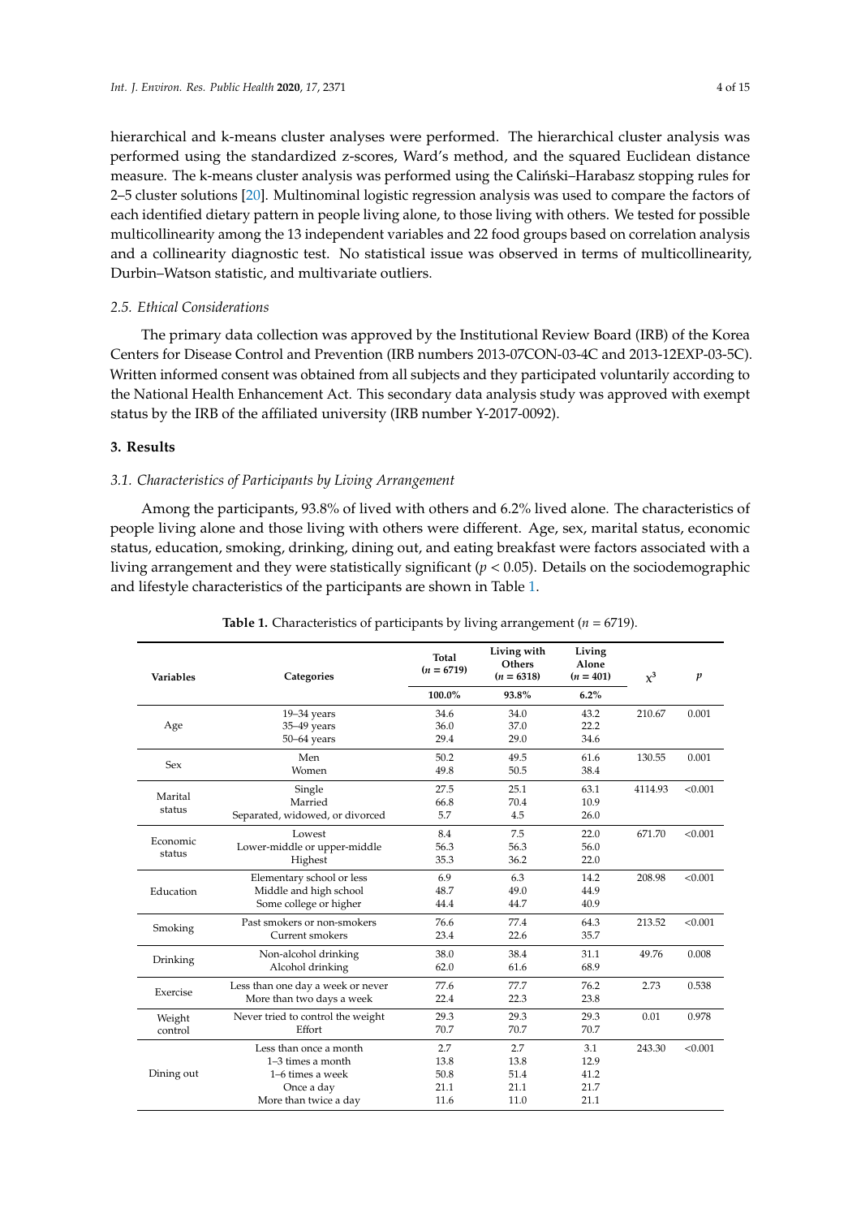hierarchical and k-means cluster analyses were performed. The hierarchical cluster analysis was performed using the standardized z-scores, Ward's method, and the squared Euclidean distance measure. The k-means cluster analysis was performed using the Caliński–Harabasz stopping rules for 2–5 cluster solutions [20]. Multinominal logistic regression analysis was used to compare the factors of each identified dietary pattern in people living alone, to those living with others. We tested for possible multicollinearity among the 13 independent variables and 22 food groups based on correlation analysis and a collinearity diagnostic test. No statistical issue was observed in terms of multicollinearity, Durbin–Watson statistic, and multivariate outliers.

### *2.5. Ethical Considerations*

The primary data collection was approved by the Institutional Review Board (IRB) of the Korea Centers for Disease Control and Prevention (IRB numbers 2013-07CON-03-4C and 2013-12EXP-03-5C). Written informed consent was obtained from all subjects and they participated voluntarily according to the National Health Enhancement Act. This secondary data analysis study was approved with exempt status by the IRB of the affiliated university (IRB number Y-2017-0092).

## **3. Results**

### *3.1. Characteristics of Participants by Living Arrangement*

Among the participants, 93.8% of lived with others and 6.2% lived alone. The characteristics of people living alone and those living with others were different. Age, sex, marital status, economic status, education, smoking, drinking, dining out, and eating breakfast were factors associated with a living arrangement and they were statistically significant ($p < 0.05$). Details on the sociodemographic and lifestyle characteristics of the participants are shown in Table 1.

**Table 1.** Characteristics of participants by living arrangement ($n = 6719$).

| Variables | Categories | Total ($n = 6719$) | Living with Others ($n = 6318$) | Living Alone ($n = 401$) | $\chi^3$ | $p$ |
|---|---|---|---|---|---|---|
| | | 100.0% | 93.8% | 6.2% | | |
| Age | 19–34 years | 34.6 | 34.0 | 43.2 | 210.67 | 0.001 |
| | 35–49 years | 36.0 | 37.0 | 22.2 | | |
| | 50–64 years | 29.4 | 29.0 | 34.6 | | |
| Sex | Men | 50.2 | 49.5 | 61.6 | 130.55 | 0.001 |
| | Women | 49.8 | 50.5 | 38.4 | | |
| Marital status | Single | 27.5 | 25.1 | 63.1 | 4114.93 | <0.001 |
| | Married | 66.8 | 70.4 | 10.9 | | |
| | Separated, widowed, or divorced | 5.7 | 4.5 | 26.0 | | |
| Economic status | Lowest | 8.4 | 7.5 | 22.0 | 671.70 | <0.001 |
| | Lower-middle or upper-middle | 56.3 | 56.3 | 56.0 | | |
| | Highest | 35.3 | 36.2 | 22.0 | | |
| Education | Elementary school or less | 6.9 | 6.3 | 14.2 | 208.98 | <0.001 |
| | Middle and high school | 48.7 | 49.0 | 44.9 | | |
| | Some college or higher | 44.4 | 44.7 | 40.9 | | |
| Smoking | Past smokers or non-smokers | 76.6 | 77.4 | 64.3 | 213.52 | <0.001 |
| | Current smokers | 23.4 | 22.6 | 35.7 | | |
| Drinking | Non-alcohol drinking | 38.0 | 38.4 | 31.1 | 49.76 | 0.008 |
| | Alcohol drinking | 62.0 | 61.6 | 68.9 | | |
| Exercise | Less than one day a week or never | 77.6 | 77.7 | 76.2 | 2.73 | 0.538 |
| | More than two days a week | 22.4 | 22.3 | 23.8 | | |
| Weight control | Never tried to control the weight | 29.3 | 29.3 | 29.3 | 0.01 | 0.978 |
| | Effort | 70.7 | 70.7 | 70.7 | | |
| Dining out | Less than once a month | 2.7 | 2.7 | 3.1 | 243.30 | <0.001 |
| | 1–3 times a month | 13.8 | 13.8 | 12.9 | | |
| | 1–6 times a week | 50.8 | 51.4 | 41.2 | | |
| | Once a day | 21.1 | 21.1 | 21.7 | | |
| | More than twice a day | 11.6 | 11.0 | 21.1 | | |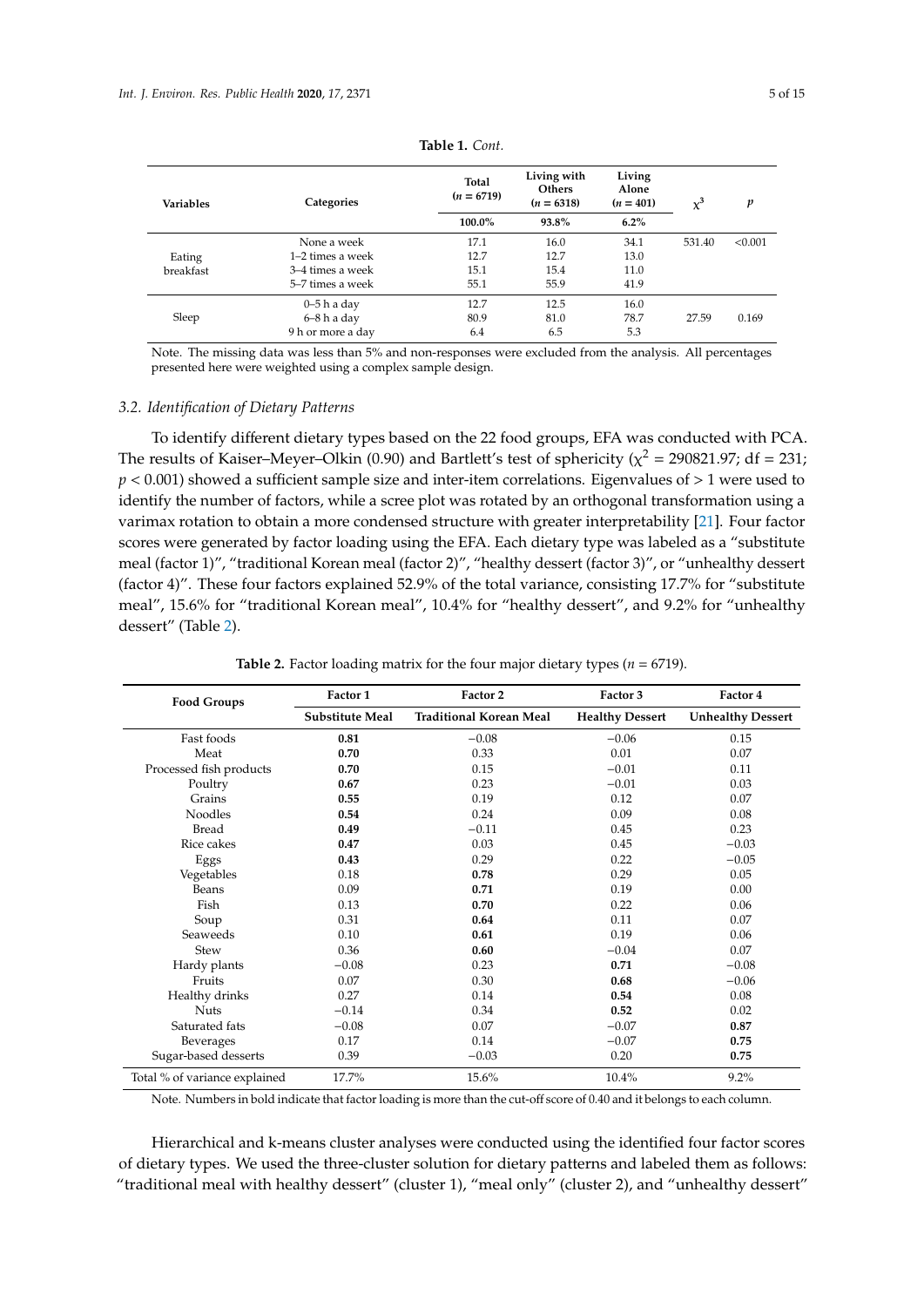**Table 1.** *Cont.*

| Variables | Categories | Total ($n$ = 6719) | Living with Others ($n$ = 6318) | Living Alone ($n$ = 401) | $\chi^3$ | $p$ |
|---|---|---|---|---|---|---|
| | | 100.0% | 93.8% | 6.2% | | |
| Eating breakfast | None a week | 17.1 | 16.0 | 34.1 | 531.40 | <0.001 |
| | 1–2 times a week | 12.7 | 12.7 | 13.0 | | |
| | 3–4 times a week | 15.1 | 15.4 | 11.0 | | |
| | 5–7 times a week | 55.1 | 55.9 | 41.9 | | |
| Sleep | 0–5 h a day | 12.7 | 12.5 | 16.0 | | |
| | 6–8 h a day | 80.9 | 81.0 | 78.7 | 27.59 | 0.169 |
| | 9 h or more a day | 6.4 | 6.5 | 5.3 | | |

Note. The missing data was less than 5% and non-responses were excluded from the analysis. All percentages presented here were weighted using a complex sample design.

### *3.2. Identification of Dietary Patterns*

To identify different dietary types based on the 22 food groups, EFA was conducted with PCA. The results of Kaiser–Meyer–Olkin (0.90) and Bartlett's test of sphericity ($\chi^2$ = 290821.97; df = 231; $p$ < 0.001) showed a sufficient sample size and inter-item correlations. Eigenvalues of > 1 were used to identify the number of factors, while a scree plot was rotated by an orthogonal transformation using a varimax rotation to obtain a more condensed structure with greater interpretability [21]. Four factor scores were generated by factor loading using the EFA. Each dietary type was labeled as a "substitute meal (factor 1)", "traditional Korean meal (factor 2)", "healthy dessert (factor 3)", or "unhealthy dessert (factor 4)". These four factors explained 52.9% of the total variance, consisting 17.7% for "substitute meal", 15.6% for "traditional Korean meal", 10.4% for "healthy dessert", and 9.2% for "unhealthy dessert" (Table 2).

**Table 2.** Factor loading matrix for the four major dietary types ($n$ = 6719).

| Food Groups | Factor 1 | Factor 2 | Factor 3 | Factor 4 |
|---|---|---|---|---|
| | **Substitute Meal** | **Traditional Korean Meal** | **Healthy Dessert** | **Unhealthy Dessert** |
| Fast foods | **0.81** | −0.08 | −0.06 | 0.15 |
| Meat | **0.70** | 0.33 | 0.01 | 0.07 |
| Processed fish products | **0.70** | 0.15 | −0.01 | 0.11 |
| Poultry | **0.67** | 0.23 | −0.01 | 0.03 |
| Grains | **0.55** | 0.19 | 0.12 | 0.07 |
| Noodles | **0.54** | 0.24 | 0.09 | 0.08 |
| Bread | **0.49** | −0.11 | 0.45 | 0.23 |
| Rice cakes | **0.47** | 0.03 | 0.45 | −0.03 |
| Eggs | **0.43** | 0.29 | 0.22 | −0.05 |
| Vegetables | 0.18 | **0.78** | 0.29 | 0.05 |
| Beans | 0.09 | **0.71** | 0.19 | 0.00 |
| Fish | 0.13 | **0.70** | 0.22 | 0.06 |
| Soup | 0.31 | **0.64** | 0.11 | 0.07 |
| Seaweeds | 0.10 | **0.61** | 0.19 | 0.06 |
| Stew | 0.36 | **0.60** | −0.04 | 0.07 |
| Hardy plants | −0.08 | 0.23 | **0.71** | −0.08 |
| Fruits | 0.07 | 0.30 | **0.68** | −0.06 |
| Healthy drinks | 0.27 | 0.14 | **0.54** | 0.08 |
| Nuts | −0.14 | 0.34 | **0.52** | 0.02 |
| Saturated fats | −0.08 | 0.07 | −0.07 | **0.87** |
| Beverages | 0.17 | 0.14 | −0.07 | **0.75** |
| Sugar-based desserts | 0.39 | −0.03 | 0.20 | **0.75** |
| Total % of variance explained | 17.7% | 15.6% | 10.4% | 9.2% |

Note. Numbers in bold indicate that factor loading is more than the cut-off score of 0.40 and it belongs to each column.

Hierarchical and k-means cluster analyses were conducted using the identified four factor scores of dietary types. We used the three-cluster solution for dietary patterns and labeled them as follows: "traditional meal with healthy dessert" (cluster 1), "meal only" (cluster 2), and "unhealthy dessert"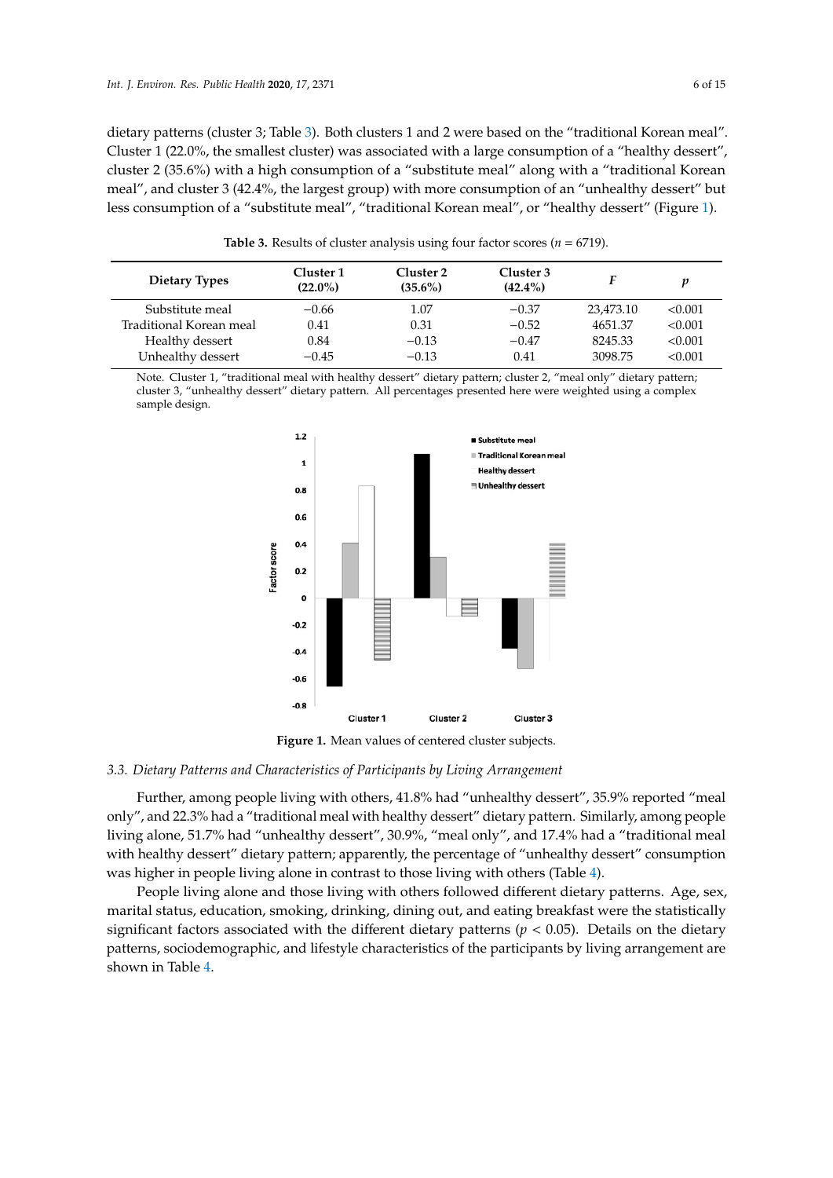dietary patterns (cluster 3; Table 3). Both clusters 1 and 2 were based on the "traditional Korean meal". Cluster 1 (22.0%, the smallest cluster) was associated with a large consumption of a "healthy dessert", cluster 2 (35.6%) with a high consumption of a "substitute meal" along with a "traditional Korean meal", and cluster 3 (42.4%, the largest group) with more consumption of an "unhealthy dessert" but less consumption of a "substitute meal", "traditional Korean meal", or "healthy dessert" (Figure 1).

**Table 3.** Results of cluster analysis using four factor scores ($n$ = 6719).

| Dietary Types | Cluster 1 (22.0%) | Cluster 2 (35.6%) | Cluster 3 (42.4%) | $F$ | $p$ |
|---|---|---|---|---|---|
| Substitute meal | −0.66 | 1.07 | −0.37 | 23,473.10 | <0.001 |
| Traditional Korean meal | 0.41 | 0.31 | −0.52 | 4651.37 | <0.001 |
| Healthy dessert | 0.84 | −0.13 | −0.47 | 8245.33 | <0.001 |
| Unhealthy dessert | −0.45 | −0.13 | 0.41 | 3098.75 | <0.001 |

Note. Cluster 1, "traditional meal with healthy dessert" dietary pattern; cluster 2, "meal only" dietary pattern; cluster 3, "unhealthy dessert" dietary pattern. All percentages presented here were weighted using a complex sample design.

**Figure 1.** Mean values of centered cluster subjects.

### 3.3. Dietary Patterns and Characteristics of Participants by Living Arrangement

Further, among people living with others, 41.8% had "unhealthy dessert", 35.9% reported "meal only", and 22.3% had a "traditional meal with healthy dessert" dietary pattern. Similarly, among people living alone, 51.7% had "unhealthy dessert", 30.9%, "meal only", and 17.4% had a "traditional meal with healthy dessert" dietary pattern; apparently, the percentage of "unhealthy dessert" consumption was higher in people living alone in contrast to those living with others (Table 4).

People living alone and those living with others followed different dietary patterns. Age, sex, marital status, education, smoking, drinking, dining out, and eating breakfast were the statistically significant factors associated with the different dietary patterns ($p$ < 0.05). Details on the dietary patterns, sociodemographic, and lifestyle characteristics of the participants by living arrangement are shown in Table 4.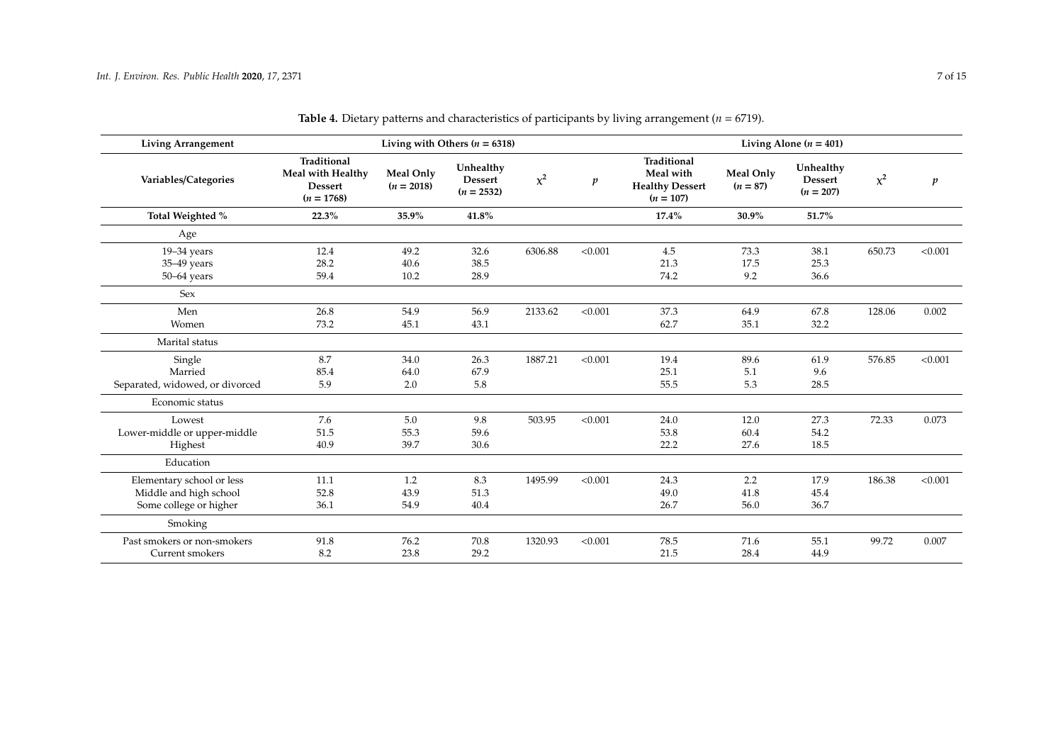**Table 4.** Dietary patterns and characteristics of participants by living arrangement ($n$ = 6719).

| Living Arrangement | Living with Others ($n$ = 6318) | | | | | Living Alone ($n$ = 401) | | | | |
|---|---|---|---|---|---|---|---|---|---|---|
| Variables/Categories | Traditional Meal with Healthy Dessert ($n$ = 1768) | Meal Only ($n$ = 2018) | Unhealthy Dessert ($n$ = 2532) | $\chi^2$ | $p$ | Traditional Meal with Healthy Dessert ($n$ = 107) | Meal Only ($n$ = 87) | Unhealthy Dessert ($n$ = 207) | $\chi^2$ | $p$ |
| **Total Weighted %** | **22.3%** | **35.9%** | **41.8%** | | | **17.4%** | **30.9%** | **51.7%** | | |
| Age | | | | | | | | | | |
| 19–34 years | 12.4 | 49.2 | 32.6 | 6306.88 | <0.001 | 4.5 | 73.3 | 38.1 | 650.73 | <0.001 |
| 35–49 years | 28.2 | 40.6 | 38.5 | | | 21.3 | 17.5 | 25.3 | | |
| 50–64 years | 59.4 | 10.2 | 28.9 | | | 74.2 | 9.2 | 36.6 | | |
| Sex | | | | | | | | | | |
| Men | 26.8 | 54.9 | 56.9 | 2133.62 | <0.001 | 37.3 | 64.9 | 67.8 | 128.06 | 0.002 |
| Women | 73.2 | 45.1 | 43.1 | | | 62.7 | 35.1 | 32.2 | | |
| Marital status | | | | | | | | | | |
| Single | 8.7 | 34.0 | 26.3 | 1887.21 | <0.001 | 19.4 | 89.6 | 61.9 | 576.85 | <0.001 |
| Married | 85.4 | 64.0 | 67.9 | | | 25.1 | 5.1 | 9.6 | | |
| Separated, widowed, or divorced | 5.9 | 2.0 | 5.8 | | | 55.5 | 5.3 | 28.5 | | |
| Economic status | | | | | | | | | | |
| Lowest | 7.6 | 5.0 | 9.8 | 503.95 | <0.001 | 24.0 | 12.0 | 27.3 | 72.33 | 0.073 |
| Lower-middle or upper-middle | 51.5 | 55.3 | 59.6 | | | 53.8 | 60.4 | 54.2 | | |
| Highest | 40.9 | 39.7 | 30.6 | | | 22.2 | 27.6 | 18.5 | | |
| Education | | | | | | | | | | |
| Elementary school or less | 11.1 | 1.2 | 8.3 | 1495.99 | <0.001 | 24.3 | 2.2 | 17.9 | 186.38 | <0.001 |
| Middle and high school | 52.8 | 43.9 | 51.3 | | | 49.0 | 41.8 | 45.4 | | |
| Some college or higher | 36.1 | 54.9 | 40.4 | | | 26.7 | 56.0 | 36.7 | | |
| Smoking | | | | | | | | | | |
| Past smokers or non-smokers | 91.8 | 76.2 | 70.8 | 1320.93 | <0.001 | 78.5 | 71.6 | 55.1 | 99.72 | 0.007 |
| Current smokers | 8.2 | 23.8 | 29.2 | | | 21.5 | 28.4 | 44.9 | | |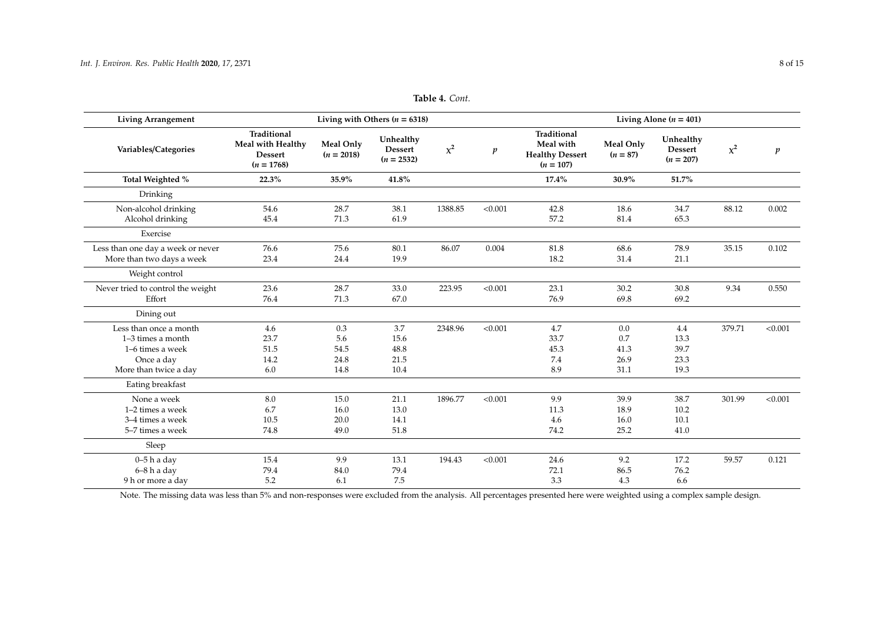**Table 4.** *Cont.*

| Living Arrangement | Living with Others ($n$ = 6318) | | | | | Living Alone ($n$ = 401) | | | | |
|---|---|---|---|---|---|---|---|---|---|---|
| **Variables/Categories** | **Traditional Meal with Healthy Dessert ($n$ = 1768)** | **Meal Only ($n$ = 2018)** | **Unhealthy Dessert ($n$ = 2532)** | $\chi^2$ | $p$ | **Traditional Meal with Healthy Dessert ($n$ = 107)** | **Meal Only ($n$ = 87)** | **Unhealthy Dessert ($n$ = 207)** | $\chi^2$ | $p$ |
| **Total Weighted %** | **22.3%** | **35.9%** | **41.8%** | | | **17.4%** | **30.9%** | **51.7%** | | |
| Drinking | | | | | | | | | | |
| Non-alcohol drinking | 54.6 | 28.7 | 38.1 | 1388.85 | <0.001 | 42.8 | 18.6 | 34.7 | 88.12 | 0.002 |
| Alcohol drinking | 45.4 | 71.3 | 61.9 | | | 57.2 | 81.4 | 65.3 | | |
| Exercise | | | | | | | | | | |
| Less than one day a week or never | 76.6 | 75.6 | 80.1 | 86.07 | 0.004 | 81.8 | 68.6 | 78.9 | 35.15 | 0.102 |
| More than two days a week | 23.4 | 24.4 | 19.9 | | | 18.2 | 31.4 | 21.1 | | |
| Weight control | | | | | | | | | | |
| Never tried to control the weight | 23.6 | 28.7 | 33.0 | 223.95 | <0.001 | 23.1 | 30.2 | 30.8 | 9.34 | 0.550 |
| Effort | 76.4 | 71.3 | 67.0 | | | 76.9 | 69.8 | 69.2 | | |
| Dining out | | | | | | | | | | |
| Less than once a month | 4.6 | 0.3 | 3.7 | 2348.96 | <0.001 | 4.7 | 0.0 | 4.4 | 379.71 | <0.001 |
| 1–3 times a month | 23.7 | 5.6 | 15.6 | | | 33.7 | 0.7 | 13.3 | | |
| 1–6 times a week | 51.5 | 54.5 | 48.8 | | | 45.3 | 41.3 | 39.7 | | |
| Once a day | 14.2 | 24.8 | 21.5 | | | 7.4 | 26.9 | 23.3 | | |
| More than twice a day | 6.0 | 14.8 | 10.4 | | | 8.9 | 31.1 | 19.3 | | |
| Eating breakfast | | | | | | | | | | |
| None a week | 8.0 | 15.0 | 21.1 | 1896.77 | <0.001 | 9.9 | 39.9 | 38.7 | 301.99 | <0.001 |
| 1–2 times a week | 6.7 | 16.0 | 13.0 | | | 11.3 | 18.9 | 10.2 | | |
| 3–4 times a week | 10.5 | 20.0 | 14.1 | | | 4.6 | 16.0 | 10.1 | | |
| 5–7 times a week | 74.8 | 49.0 | 51.8 | | | 74.2 | 25.2 | 41.0 | | |
| Sleep | | | | | | | | | | |
| 0–5 h a day | 15.4 | 9.9 | 13.1 | 194.43 | <0.001 | 24.6 | 9.2 | 17.2 | 59.57 | 0.121 |
| 6–8 h a day | 79.4 | 84.0 | 79.4 | | | 72.1 | 86.5 | 76.2 | | |
| 9 h or more a day | 5.2 | 6.1 | 7.5 | | | 3.3 | 4.3 | 6.6 | | |

Note. The missing data was less than 5% and non-responses were excluded from the analysis. All percentages presented here were weighted using a complex sample design.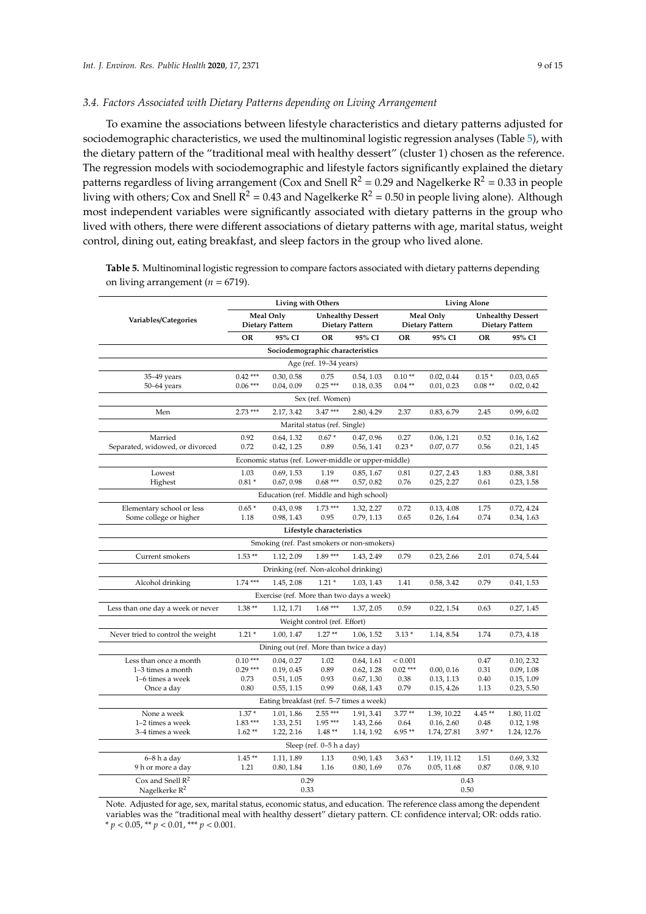### 3.4. Factors Associated with Dietary Patterns depending on Living Arrangement

To examine the associations between lifestyle characteristics and dietary patterns adjusted for sociodemographic characteristics, we used the multinominal logistic regression analyses (Table 5), with the dietary pattern of the "traditional meal with healthy dessert" (cluster 1) chosen as the reference. The regression models with sociodemographic and lifestyle factors significantly explained the dietary patterns regardless of living arrangement (Cox and Snell $R^2 = 0.29$ and Nagelkerke $R^2 = 0.33$ in people living with others; Cox and Snell $R^2 = 0.43$ and Nagelkerke $R^2 = 0.50$ in people living alone). Although most independent variables were significantly associated with dietary patterns in the group who lived with others, there were different associations of dietary patterns with age, marital status, weight control, dining out, eating breakfast, and sleep factors in the group who lived alone.

**Table 5.** Multinominal logistic regression to compare factors associated with dietary patterns depending on living arrangement ($n$ = 6719).

| Variables/Categories | Living with Others | | | | Living Alone | | | |
|---|---|---|---|---|---|---|---|---|
| | Meal Only Dietary Pattern | | Unhealthy Dessert Dietary Pattern | | Meal Only Dietary Pattern | | Unhealthy Dessert Dietary Pattern | |
| | OR | 95% CI | OR | 95% CI | OR | 95% CI | OR | 95% CI |
| **Sociodemographic characteristics** | | | | | | | | |
| Age (ref. 19–34 years) | | | | | | | | |
| 35–49 years | 0.42 *** | 0.30, 0.58 | 0.75 | 0.54, 1.03 | 0.10 ** | 0.02, 0.44 | 0.15 * | 0.03, 0.65 |
| 50–64 years | 0.06 *** | 0.04, 0.09 | 0.25 *** | 0.18, 0.35 | 0.04 ** | 0.01, 0.23 | 0.08 ** | 0.02, 0.42 |
| Sex (ref. Women) | | | | | | | | |
| Men | 2.73 *** | 2.17, 3.42 | 3.47 *** | 2.80, 4.29 | 2.37 | 0.83, 6.79 | 2.45 | 0.99, 6.02 |
| Marital status (ref. Single) | | | | | | | | |
| Married | 0.92 | 0.64, 1.32 | 0.67 * | 0.47, 0.96 | 0.27 | 0.06, 1.21 | 0.52 | 0.16, 1.62 |
| Separated, widowed, or divorced | 0.72 | 0.42, 1.25 | 0.89 | 0.56, 1.41 | 0.23 * | 0.07, 0.77 | 0.56 | 0.21, 1.45 |
| Economic status (ref. Lower-middle or upper-middle) | | | | | | | | |
| Lowest | 1.03 | 0.69, 1.53 | 1.19 | 0.85, 1.67 | 0.81 | 0.27, 2.43 | 1.83 | 0.88, 3.81 |
| Highest | 0.81 * | 0.67, 0.98 | 0.68 *** | 0.57, 0.82 | 0.76 | 0.25, 2.27 | 0.61 | 0.23, 1.58 |
| Education (ref. Middle and high school) | | | | | | | | |
| Elementary school or less | 0.65 * | 0.43, 0.98 | 1.73 *** | 1.32, 2.27 | 0.72 | 0.13, 4.08 | 1.75 | 0.72, 4.24 |
| Some college or higher | 1.18 | 0.98, 1.43 | 0.95 | 0.79, 1.13 | 0.65 | 0.26, 1.64 | 0.74 | 0.34, 1.63 |
| **Lifestyle characteristics** | | | | | | | | |
| Smoking (ref. Past smokers or non-smokers) | | | | | | | | |
| Current smokers | 1.53 ** | 1.12, 2.09 | 1.89 *** | 1.43, 2.49 | 0.79 | 0.23, 2.66 | 2.01 | 0.74, 5.44 |
| Drinking (ref. Non-alcohol drinking) | | | | | | | | |
| Alcohol drinking | 1.74 *** | 1.45, 2.08 | 1.21 * | 1.03, 1.43 | 1.41 | 0.58, 3.42 | 0.79 | 0.41, 1.53 |
| Exercise (ref. More than two days a week) | | | | | | | | |
| Less than one day a week or never | 1.38 ** | 1.12, 1.71 | 1.68 *** | 1.37, 2.05 | 0.59 | 0.22, 1.54 | 0.63 | 0.27, 1.45 |
| Weight control (ref. Effort) | | | | | | | | |
| Never tried to control the weight | 1.21 * | 1.00, 1.47 | 1.27 ** | 1.06, 1.52 | 3.13 * | 1.14, 8.54 | 1.74 | 0.73, 4.18 |
| Dining out (ref. More than twice a day) | | | | | | | | |
| Less than once a month | 0.10 *** | 0.04, 0.27 | 1.02 | 0.64, 1.61 | < 0.001 | | 0.47 | 0.10, 2.32 |
| 1–3 times a month | 0.29 *** | 0.19, 0.45 | 0.89 | 0.62, 1.28 | 0.02 *** | 0.00, 0.16 | 0.31 | 0.09, 1.08 |
| 1–6 times a week | 0.73 | 0.51, 1.05 | 0.93 | 0.67, 1.30 | 0.38 | 0.13, 1.13 | 0.40 | 0.15, 1.09 |
| Once a day | 0.80 | 0.55, 1.15 | 0.99 | 0.68, 1.43 | 0.79 | 0.15, 4.26 | 1.13 | 0.23, 5.50 |
| Eating breakfast (ref. 5–7 times a week) | | | | | | | | |
| None a week | 1.37 * | 1.01, 1.86 | 2.55 *** | 1.91, 3.41 | 3.77 ** | 1.39, 10.22 | 4.45 ** | 1.80, 11.02 |
| 1–2 times a week | 1.83 *** | 1.33, 2.51 | 1.95 *** | 1.43, 2.66 | 0.64 | 0.16, 2.60 | 0.48 | 0.12, 1.98 |
| 3–4 times a week | 1.62 ** | 1.22, 2.16 | 1.48 ** | 1.14, 1.92 | 6.95 ** | 1.74, 27.81 | 3.97 * | 1.24, 12.76 |
| Sleep (ref. 0–5 h a day) | | | | | | | | |
| 6–8 h a day | 1.45 ** | 1.11, 1.89 | 1.13 | 0.90, 1.43 | 3.63 * | 1.19, 11.12 | 1.51 | 0.69, 3.32 |
| 9 h or more a day | 1.21 | 0.80, 1.84 | 1.16 | 0.80, 1.69 | 0.76 | 0.05, 11.68 | 0.87 | 0.08, 9.10 |
| Cox and Snell $R^2$ | 0.29 | | | | 0.43 | | | |
| Nagelkerke $R^2$ | 0.33 | | | | 0.50 | | | |

Note. Adjusted for age, sex, marital status, economic status, and education. The reference class among the dependent variables was the "traditional meal with healthy dessert" dietary pattern. CI: confidence interval; OR: odds ratio. * $p < 0.05$, ** $p < 0.01$, *** $p < 0.001$.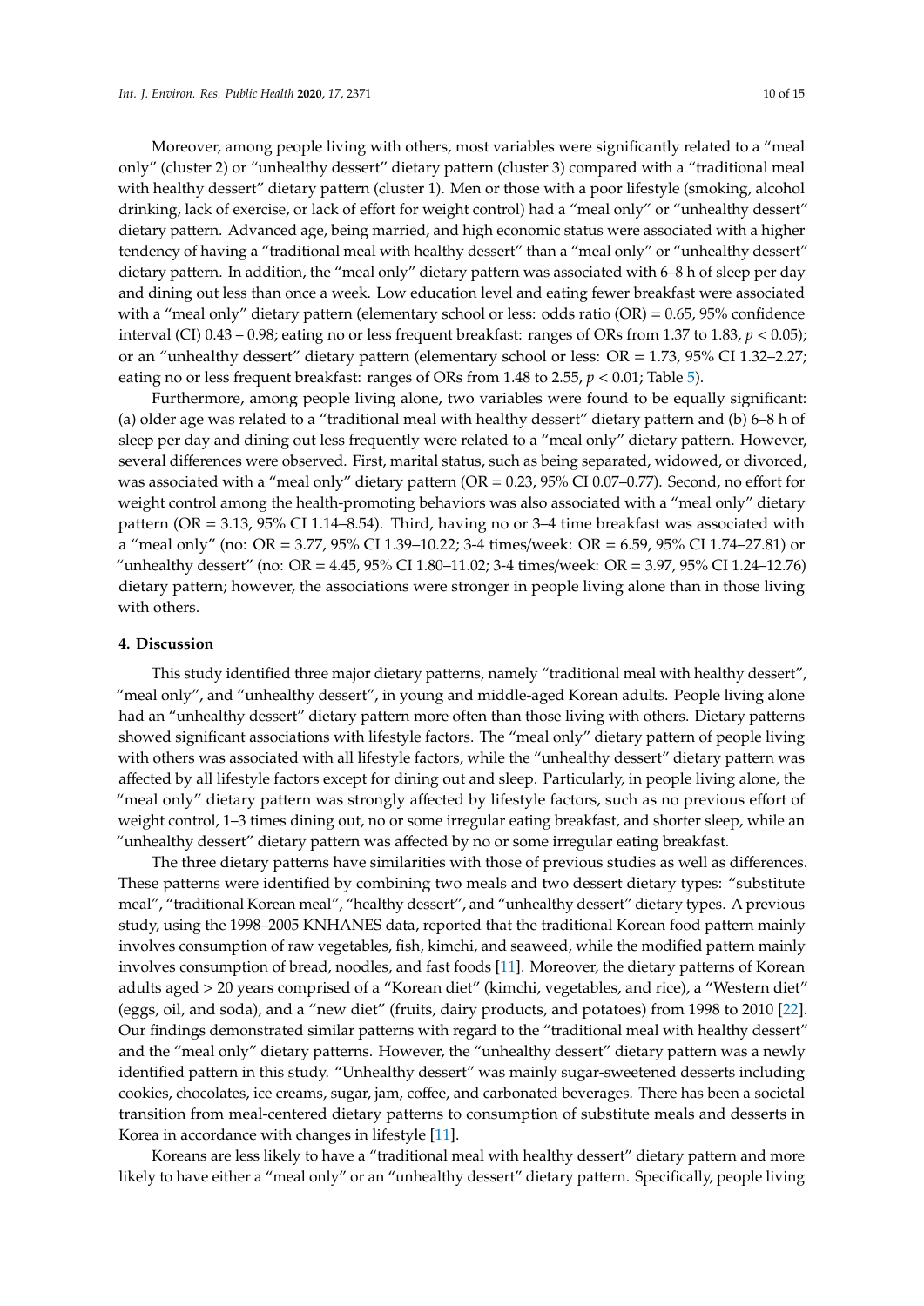Moreover, among people living with others, most variables were significantly related to a "meal only" (cluster 2) or "unhealthy dessert" dietary pattern (cluster 3) compared with a "traditional meal with healthy dessert" dietary pattern (cluster 1). Men or those with a poor lifestyle (smoking, alcohol drinking, lack of exercise, or lack of effort for weight control) had a "meal only" or "unhealthy dessert" dietary pattern. Advanced age, being married, and high economic status were associated with a higher tendency of having a "traditional meal with healthy dessert" than a "meal only" or "unhealthy dessert" dietary pattern. In addition, the "meal only" dietary pattern was associated with 6–8 h of sleep per day and dining out less than once a week. Low education level and eating fewer breakfast were associated with a "meal only" dietary pattern (elementary school or less: odds ratio (OR) = 0.65, 95% confidence interval (CI) 0.43 – 0.98; eating no or less frequent breakfast: ranges of ORs from 1.37 to 1.83, $p < 0.05$); or an "unhealthy dessert" dietary pattern (elementary school or less: OR = 1.73, 95% CI 1.32–2.27; eating no or less frequent breakfast: ranges of ORs from 1.48 to 2.55, $p < 0.01$; Table 5).

Furthermore, among people living alone, two variables were found to be equally significant: (a) older age was related to a "traditional meal with healthy dessert" dietary pattern and (b) 6–8 h of sleep per day and dining out less frequently were related to a "meal only" dietary pattern. However, several differences were observed. First, marital status, such as being separated, widowed, or divorced, was associated with a "meal only" dietary pattern (OR = 0.23, 95% CI 0.07–0.77). Second, no effort for weight control among the health-promoting behaviors was also associated with a "meal only" dietary pattern (OR = 3.13, 95% CI 1.14–8.54). Third, having no or 3–4 time breakfast was associated with a "meal only" (no: OR = 3.77, 95% CI 1.39–10.22; 3-4 times/week: OR = 6.59, 95% CI 1.74–27.81) or "unhealthy dessert" (no: OR = 4.45, 95% CI 1.80–11.02; 3-4 times/week: OR = 3.97, 95% CI 1.24–12.76) dietary pattern; however, the associations were stronger in people living alone than in those living with others.

## 4. Discussion

This study identified three major dietary patterns, namely "traditional meal with healthy dessert", "meal only", and "unhealthy dessert", in young and middle-aged Korean adults. People living alone had an "unhealthy dessert" dietary pattern more often than those living with others. Dietary patterns showed significant associations with lifestyle factors. The "meal only" dietary pattern of people living with others was associated with all lifestyle factors, while the "unhealthy dessert" dietary pattern was affected by all lifestyle factors except for dining out and sleep. Particularly, in people living alone, the "meal only" dietary pattern was strongly affected by lifestyle factors, such as no previous effort of weight control, 1–3 times dining out, no or some irregular eating breakfast, and shorter sleep, while an "unhealthy dessert" dietary pattern was affected by no or some irregular eating breakfast.

The three dietary patterns have similarities with those of previous studies as well as differences. These patterns were identified by combining two meals and two dessert dietary types: "substitute meal", "traditional Korean meal", "healthy dessert", and "unhealthy dessert" dietary types. A previous study, using the 1998–2005 KNHANES data, reported that the traditional Korean food pattern mainly involves consumption of raw vegetables, fish, kimchi, and seaweed, while the modified pattern mainly involves consumption of bread, noodles, and fast foods [11]. Moreover, the dietary patterns of Korean adults aged > 20 years comprised of a "Korean diet" (kimchi, vegetables, and rice), a "Western diet" (eggs, oil, and soda), and a "new diet" (fruits, dairy products, and potatoes) from 1998 to 2010 [22]. Our findings demonstrated similar patterns with regard to the "traditional meal with healthy dessert" and the "meal only" dietary patterns. However, the "unhealthy dessert" dietary pattern was a newly identified pattern in this study. "Unhealthy dessert" was mainly sugar-sweetened desserts including cookies, chocolates, ice creams, sugar, jam, coffee, and carbonated beverages. There has been a societal transition from meal-centered dietary patterns to consumption of substitute meals and desserts in Korea in accordance with changes in lifestyle [11].

Koreans are less likely to have a "traditional meal with healthy dessert" dietary pattern and more likely to have either a "meal only" or an "unhealthy dessert" dietary pattern. Specifically, people living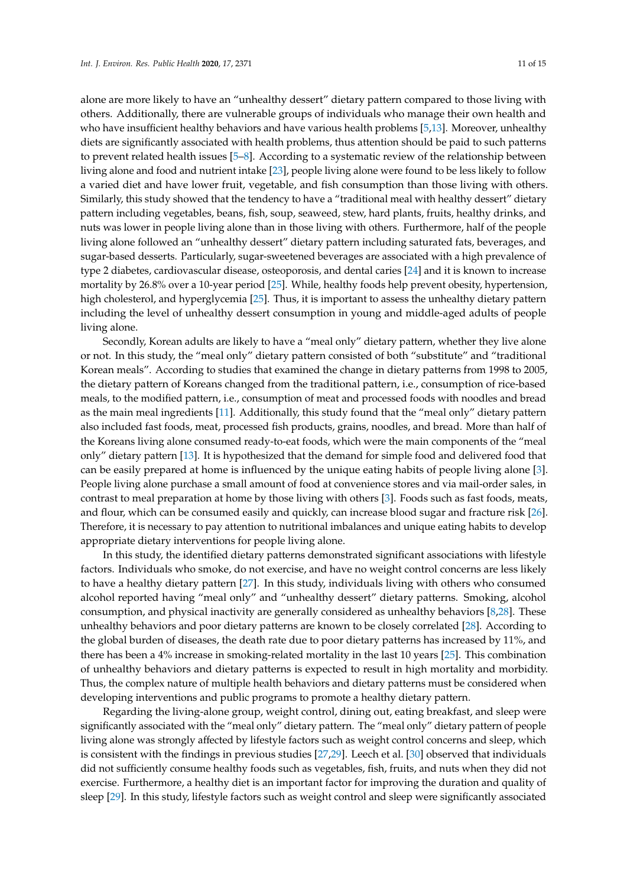alone are more likely to have an "unhealthy dessert" dietary pattern compared to those living with others. Additionally, there are vulnerable groups of individuals who manage their own health and who have insufficient healthy behaviors and have various health problems [5,13]. Moreover, unhealthy diets are significantly associated with health problems, thus attention should be paid to such patterns to prevent related health issues [5–8]. According to a systematic review of the relationship between living alone and food and nutrient intake [23], people living alone were found to be less likely to follow a varied diet and have lower fruit, vegetable, and fish consumption than those living with others. Similarly, this study showed that the tendency to have a "traditional meal with healthy dessert" dietary pattern including vegetables, beans, fish, soup, seaweed, stew, hard plants, fruits, healthy drinks, and nuts was lower in people living alone than in those living with others. Furthermore, half of the people living alone followed an "unhealthy dessert" dietary pattern including saturated fats, beverages, and sugar-based desserts. Particularly, sugar-sweetened beverages are associated with a high prevalence of type 2 diabetes, cardiovascular disease, osteoporosis, and dental caries [24] and it is known to increase mortality by 26.8% over a 10-year period [25]. While, healthy foods help prevent obesity, hypertension, high cholesterol, and hyperglycemia [25]. Thus, it is important to assess the unhealthy dietary pattern including the level of unhealthy dessert consumption in young and middle-aged adults of people living alone.

Secondly, Korean adults are likely to have a "meal only" dietary pattern, whether they live alone or not. In this study, the "meal only" dietary pattern consisted of both "substitute" and "traditional Korean meals". According to studies that examined the change in dietary patterns from 1998 to 2005, the dietary pattern of Koreans changed from the traditional pattern, i.e., consumption of rice-based meals, to the modified pattern, i.e., consumption of meat and processed foods with noodles and bread as the main meal ingredients [11]. Additionally, this study found that the "meal only" dietary pattern also included fast foods, meat, processed fish products, grains, noodles, and bread. More than half of the Koreans living alone consumed ready-to-eat foods, which were the main components of the "meal only" dietary pattern [13]. It is hypothesized that the demand for simple food and delivered food that can be easily prepared at home is influenced by the unique eating habits of people living alone [3]. People living alone purchase a small amount of food at convenience stores and via mail-order sales, in contrast to meal preparation at home by those living with others [3]. Foods such as fast foods, meats, and flour, which can be consumed easily and quickly, can increase blood sugar and fracture risk [26]. Therefore, it is necessary to pay attention to nutritional imbalances and unique eating habits to develop appropriate dietary interventions for people living alone.

In this study, the identified dietary patterns demonstrated significant associations with lifestyle factors. Individuals who smoke, do not exercise, and have no weight control concerns are less likely to have a healthy dietary pattern [27]. In this study, individuals living with others who consumed alcohol reported having "meal only" and "unhealthy dessert" dietary patterns. Smoking, alcohol consumption, and physical inactivity are generally considered as unhealthy behaviors [8,28]. These unhealthy behaviors and poor dietary patterns are known to be closely correlated [28]. According to the global burden of diseases, the death rate due to poor dietary patterns has increased by 11%, and there has been a 4% increase in smoking-related mortality in the last 10 years [25]. This combination of unhealthy behaviors and dietary patterns is expected to result in high mortality and morbidity. Thus, the complex nature of multiple health behaviors and dietary patterns must be considered when developing interventions and public programs to promote a healthy dietary pattern.

Regarding the living-alone group, weight control, dining out, eating breakfast, and sleep were significantly associated with the "meal only" dietary pattern. The "meal only" dietary pattern of people living alone was strongly affected by lifestyle factors such as weight control concerns and sleep, which is consistent with the findings in previous studies [27,29]. Leech et al. [30] observed that individuals did not sufficiently consume healthy foods such as vegetables, fish, fruits, and nuts when they did not exercise. Furthermore, a healthy diet is an important factor for improving the duration and quality of sleep [29]. In this study, lifestyle factors such as weight control and sleep were significantly associated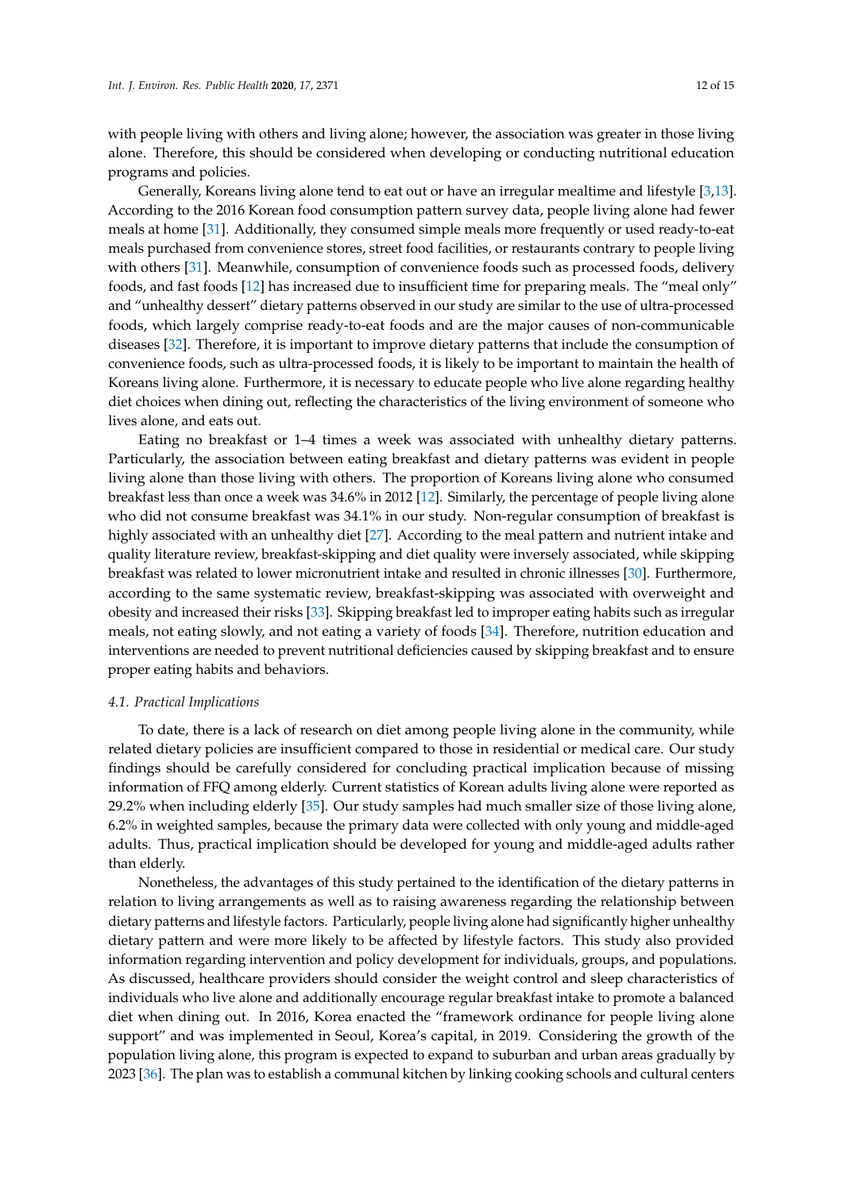with people living with others and living alone; however, the association was greater in those living alone. Therefore, this should be considered when developing or conducting nutritional education programs and policies.

Generally, Koreans living alone tend to eat out or have an irregular mealtime and lifestyle [3,13]. According to the 2016 Korean food consumption pattern survey data, people living alone had fewer meals at home [31]. Additionally, they consumed simple meals more frequently or used ready-to-eat meals purchased from convenience stores, street food facilities, or restaurants contrary to people living with others [31]. Meanwhile, consumption of convenience foods such as processed foods, delivery foods, and fast foods [12] has increased due to insufficient time for preparing meals. The "meal only" and "unhealthy dessert" dietary patterns observed in our study are similar to the use of ultra-processed foods, which largely comprise ready-to-eat foods and are the major causes of non-communicable diseases [32]. Therefore, it is important to improve dietary patterns that include the consumption of convenience foods, such as ultra-processed foods, it is likely to be important to maintain the health of Koreans living alone. Furthermore, it is necessary to educate people who live alone regarding healthy diet choices when dining out, reflecting the characteristics of the living environment of someone who lives alone, and eats out.

Eating no breakfast or 1–4 times a week was associated with unhealthy dietary patterns. Particularly, the association between eating breakfast and dietary patterns was evident in people living alone than those living with others. The proportion of Koreans living alone who consumed breakfast less than once a week was 34.6% in 2012 [12]. Similarly, the percentage of people living alone who did not consume breakfast was 34.1% in our study. Non-regular consumption of breakfast is highly associated with an unhealthy diet [27]. According to the meal pattern and nutrient intake and quality literature review, breakfast-skipping and diet quality were inversely associated, while skipping breakfast was related to lower micronutrient intake and resulted in chronic illnesses [30]. Furthermore, according to the same systematic review, breakfast-skipping was associated with overweight and obesity and increased their risks [33]. Skipping breakfast led to improper eating habits such as irregular meals, not eating slowly, and not eating a variety of foods [34]. Therefore, nutrition education and interventions are needed to prevent nutritional deficiencies caused by skipping breakfast and to ensure proper eating habits and behaviors.

### 4.1. Practical Implications

To date, there is a lack of research on diet among people living alone in the community, while related dietary policies are insufficient compared to those in residential or medical care. Our study findings should be carefully considered for concluding practical implication because of missing information of FFQ among elderly. Current statistics of Korean adults living alone were reported as 29.2% when including elderly [35]. Our study samples had much smaller size of those living alone, 6.2% in weighted samples, because the primary data were collected with only young and middle-aged adults. Thus, practical implication should be developed for young and middle-aged adults rather than elderly.

Nonetheless, the advantages of this study pertained to the identification of the dietary patterns in relation to living arrangements as well as to raising awareness regarding the relationship between dietary patterns and lifestyle factors. Particularly, people living alone had significantly higher unhealthy dietary pattern and were more likely to be affected by lifestyle factors. This study also provided information regarding intervention and policy development for individuals, groups, and populations. As discussed, healthcare providers should consider the weight control and sleep characteristics of individuals who live alone and additionally encourage regular breakfast intake to promote a balanced diet when dining out. In 2016, Korea enacted the "framework ordinance for people living alone support" and was implemented in Seoul, Korea's capital, in 2019. Considering the growth of the population living alone, this program is expected to expand to suburban and urban areas gradually by 2023 [36]. The plan was to establish a communal kitchen by linking cooking schools and cultural centers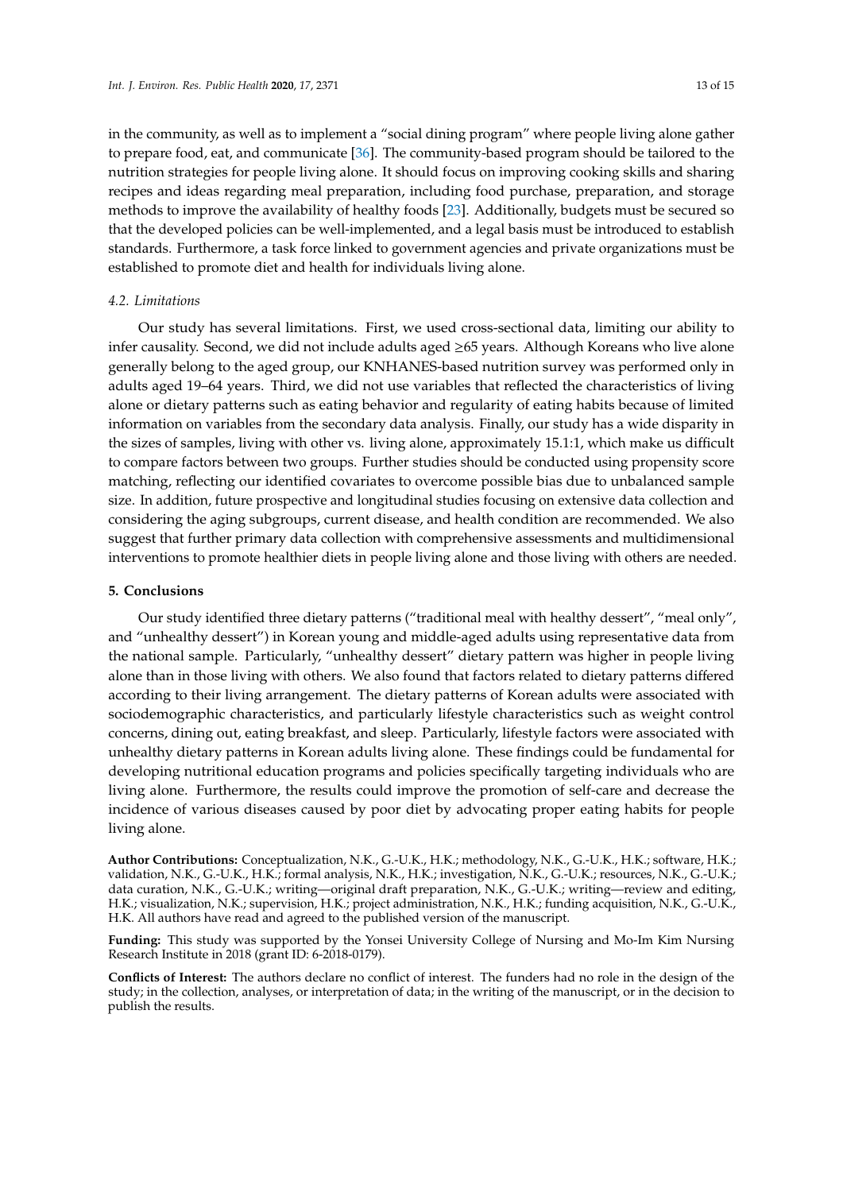in the community, as well as to implement a "social dining program" where people living alone gather to prepare food, eat, and communicate [36]. The community-based program should be tailored to the nutrition strategies for people living alone. It should focus on improving cooking skills and sharing recipes and ideas regarding meal preparation, including food purchase, preparation, and storage methods to improve the availability of healthy foods [23]. Additionally, budgets must be secured so that the developed policies can be well-implemented, and a legal basis must be introduced to establish standards. Furthermore, a task force linked to government agencies and private organizations must be established to promote diet and health for individuals living alone.

### *4.2. Limitations*

Our study has several limitations. First, we used cross-sectional data, limiting our ability to infer causality. Second, we did not include adults aged ≥65 years. Although Koreans who live alone generally belong to the aged group, our KNHANES-based nutrition survey was performed only in adults aged 19–64 years. Third, we did not use variables that reflected the characteristics of living alone or dietary patterns such as eating behavior and regularity of eating habits because of limited information on variables from the secondary data analysis. Finally, our study has a wide disparity in the sizes of samples, living with other vs. living alone, approximately 15.1:1, which make us difficult to compare factors between two groups. Further studies should be conducted using propensity score matching, reflecting our identified covariates to overcome possible bias due to unbalanced sample size. In addition, future prospective and longitudinal studies focusing on extensive data collection and considering the aging subgroups, current disease, and health condition are recommended. We also suggest that further primary data collection with comprehensive assessments and multidimensional interventions to promote healthier diets in people living alone and those living with others are needed.

## **5. Conclusions**

Our study identified three dietary patterns ("traditional meal with healthy dessert", "meal only", and "unhealthy dessert") in Korean young and middle-aged adults using representative data from the national sample. Particularly, "unhealthy dessert" dietary pattern was higher in people living alone than in those living with others. We also found that factors related to dietary patterns differed according to their living arrangement. The dietary patterns of Korean adults were associated with sociodemographic characteristics, and particularly lifestyle characteristics such as weight control concerns, dining out, eating breakfast, and sleep. Particularly, lifestyle factors were associated with unhealthy dietary patterns in Korean adults living alone. These findings could be fundamental for developing nutritional education programs and policies specifically targeting individuals who are living alone. Furthermore, the results could improve the promotion of self-care and decrease the incidence of various diseases caused by poor diet by advocating proper eating habits for people living alone.

**Author Contributions:** Conceptualization, N.K., G.-U.K., H.K.; methodology, N.K., G.-U.K., H.K.; software, H.K.; validation, N.K., G.-U.K., H.K.; formal analysis, N.K., H.K.; investigation, N.K., G.-U.K.; resources, N.K., G.-U.K.; data curation, N.K., G.-U.K.; writing—original draft preparation, N.K., G.-U.K.; writing—review and editing, H.K.; visualization, N.K.; supervision, H.K.; project administration, N.K., H.K.; funding acquisition, N.K., G.-U.K., H.K. All authors have read and agreed to the published version of the manuscript.

**Funding:** This study was supported by the Yonsei University College of Nursing and Mo-Im Kim Nursing Research Institute in 2018 (grant ID: 6-2018-0179).

**Conflicts of Interest:** The authors declare no conflict of interest. The funders had no role in the design of the study; in the collection, analyses, or interpretation of data; in the writing of the manuscript, or in the decision to publish the results.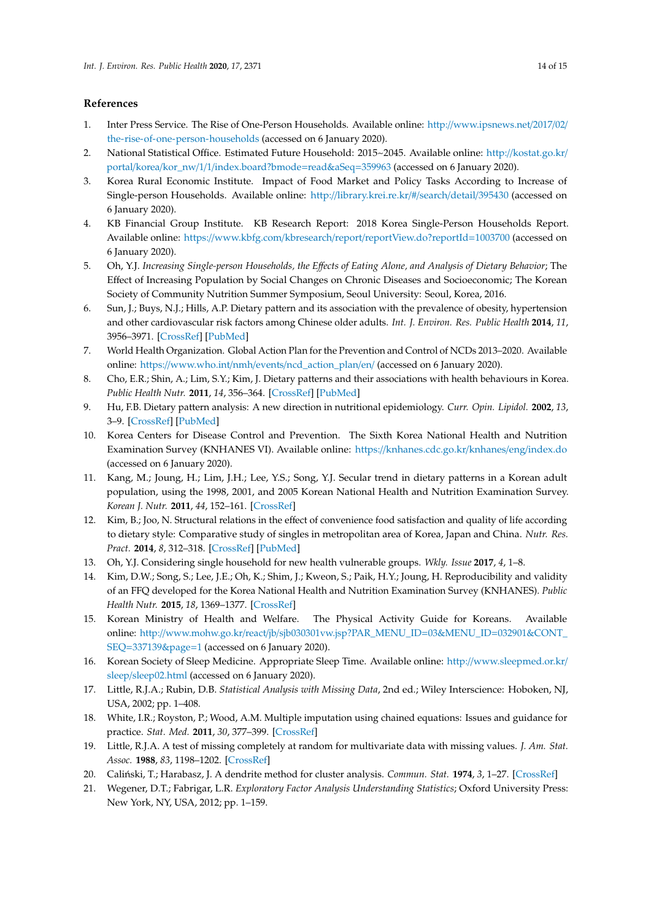## References

1. Inter Press Service. The Rise of One-Person Households. Available online: http://www.ipsnews.net/2017/02/the-rise-of-one-person-households (accessed on 6 January 2020).
2. National Statistical Office. Estimated Future Household: 2015~2045. Available online: http://kostat.go.kr/portal/korea/kor_nw/1/1/index.board?bmode=read&aSeq=359963 (accessed on 6 January 2020).
3. Korea Rural Economic Institute. Impact of Food Market and Policy Tasks According to Increase of Single-person Households. Available online: http://library.krei.re.kr/#/search/detail/395430 (accessed on 6 January 2020).
4. KB Financial Group Institute. KB Research Report: 2018 Korea Single-Person Households Report. Available online: https://www.kbfg.com/kbresearch/report/reportView.do?reportId=1003700 (accessed on 6 January 2020).
5. Oh, Y.J. *Increasing Single-person Households, the Effects of Eating Alone, and Analysis of Dietary Behavior*; The Effect of Increasing Population by Social Changes on Chronic Diseases and Socioeconomic; The Korean Society of Community Nutrition Summer Symposium, Seoul University: Seoul, Korea, 2016.
6. Sun, J.; Buys, N.J.; Hills, A.P. Dietary pattern and its association with the prevalence of obesity, hypertension and other cardiovascular risk factors among Chinese older adults. *Int. J. Environ. Res. Public Health* **2014**, *11*, 3956–3971. [CrossRef] [PubMed]
7. World Health Organization. Global Action Plan for the Prevention and Control of NCDs 2013–2020. Available online: https://www.who.int/nmh/events/ncd_action_plan/en/ (accessed on 6 January 2020).
8. Cho, E.R.; Shin, A.; Lim, S.Y.; Kim, J. Dietary patterns and their associations with health behaviours in Korea. *Public Health Nutr.* **2011**, *14*, 356–364. [CrossRef] [PubMed]
9. Hu, F.B. Dietary pattern analysis: A new direction in nutritional epidemiology. *Curr. Opin. Lipidol.* **2002**, *13*, 3–9. [CrossRef] [PubMed]
10. Korea Centers for Disease Control and Prevention. The Sixth Korea National Health and Nutrition Examination Survey (KNHANES VI). Available online: https://knhanes.cdc.go.kr/knhanes/eng/index.do (accessed on 6 January 2020).
11. Kang, M.; Joung, H.; Lim, J.H.; Lee, Y.S.; Song, Y.J. Secular trend in dietary patterns in a Korean adult population, using the 1998, 2001, and 2005 Korean National Health and Nutrition Examination Survey. *Korean J. Nutr.* **2011**, *44*, 152–161. [CrossRef]
12. Kim, B.; Joo, N. Structural relations in the effect of convenience food satisfaction and quality of life according to dietary style: Comparative study of singles in metropolitan area of Korea, Japan and China. *Nutr. Res. Pract.* **2014**, *8*, 312–318. [CrossRef] [PubMed]
13. Oh, Y.J. Considering single household for new health vulnerable groups. *Wkly. Issue* **2017**, *4*, 1–8.
14. Kim, D.W.; Song, S.; Lee, J.E.; Oh, K.; Shim, J.; Kweon, S.; Paik, H.Y.; Joung, H. Reproducibility and validity of an FFQ developed for the Korea National Health and Nutrition Examination Survey (KNHANES). *Public Health Nutr.* **2015**, *18*, 1369–1377. [CrossRef]
15. Korean Ministry of Health and Welfare. The Physical Activity Guide for Koreans. Available online: http://www.mohw.go.kr/react/jb/sjb030301vw.jsp?PAR_MENU_ID=03&MENU_ID=032901&CONT_SEQ=337139&page=1 (accessed on 6 January 2020).
16. Korean Society of Sleep Medicine. Appropriate Sleep Time. Available online: http://www.sleepmed.or.kr/sleep/sleep02.html (accessed on 6 January 2020).
17. Little, R.J.A.; Rubin, D.B. *Statistical Analysis with Missing Data*, 2nd ed.; Wiley Interscience: Hoboken, NJ, USA, 2002; pp. 1–408.
18. White, I.R.; Royston, P.; Wood, A.M. Multiple imputation using chained equations: Issues and guidance for practice. *Stat. Med.* **2011**, *30*, 377–399. [CrossRef]
19. Little, R.J.A. A test of missing completely at random for multivariate data with missing values. *J. Am. Stat. Assoc.* **1988**, *83*, 1198–1202. [CrossRef]
20. Caliński, T.; Harabasz, J. A dendrite method for cluster analysis. *Commun. Stat.* **1974**, *3*, 1–27. [CrossRef]
21. Wegener, D.T.; Fabrigar, L.R. *Exploratory Factor Analysis Understanding Statistics*; Oxford University Press: New York, NY, USA, 2012; pp. 1–159.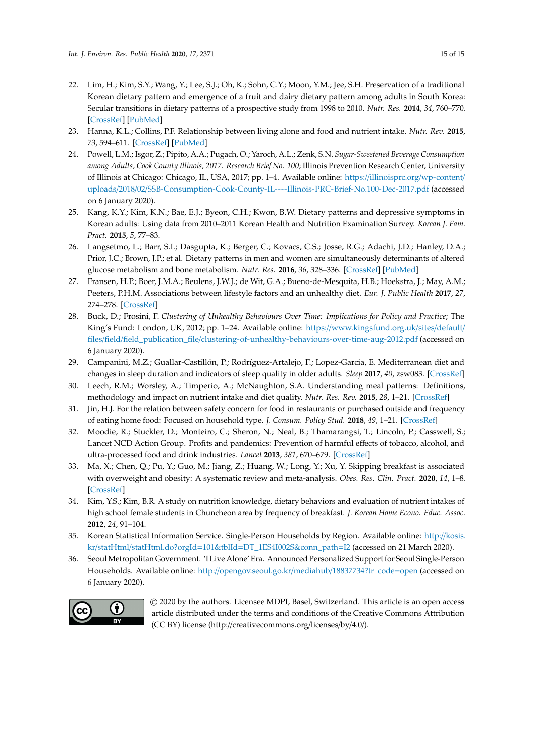22. Lim, H.; Kim, S.Y.; Wang, Y.; Lee, S.J.; Oh, K.; Sohn, C.Y.; Moon, Y.M.; Jee, S.H. Preservation of a traditional Korean dietary pattern and emergence of a fruit and dairy dietary pattern among adults in South Korea: Secular transitions in dietary patterns of a prospective study from 1998 to 2010. *Nutr. Res.* **2014**, *34*, 760–770. [CrossRef] [PubMed]
23. Hanna, K.L.; Collins, P.F. Relationship between living alone and food and nutrient intake. *Nutr. Rev.* **2015**, *73*, 594–611. [CrossRef] [PubMed]
24. Powell, L.M.; Isgor, Z.; Pipito, A.A.; Pugach, O.; Yaroch, A.L.; Zenk, S.N. *Sugar-Sweetened Beverage Consumption among Adults, Cook County Illinois, 2017. Research Brief No. 100*; Illinois Prevention Research Center, University of Illinois at Chicago: Chicago, IL, USA, 2017; pp. 1–4. Available online: https://illinoisprc.org/wp-content/uploads/2018/02/SSB-Consumption-Cook-County-IL----Illinois-PRC-Brief-No.100-Dec-2017.pdf (accessed on 6 January 2020).
25. Kang, K.Y.; Kim, K.N.; Bae, E.J.; Byeon, C.H.; Kwon, B.W. Dietary patterns and depressive symptoms in Korean adults: Using data from 2010–2011 Korean Health and Nutrition Examination Survey. *Korean J. Fam. Pract.* **2015**, *5*, 77–83.
26. Langsetmo, L.; Barr, S.I.; Dasgupta, K.; Berger, C.; Kovacs, C.S.; Josse, R.G.; Adachi, J.D.; Hanley, D.A.; Prior, J.C.; Brown, J.P.; et al. Dietary patterns in men and women are simultaneously determinants of altered glucose metabolism and bone metabolism. *Nutr. Res.* **2016**, *36*, 328–336. [CrossRef] [PubMed]
27. Fransen, H.P.; Boer, J.M.A.; Beulens, J.W.J.; de Wit, G.A.; Bueno-de-Mesquita, H.B.; Hoekstra, J.; May, A.M.; Peeters, P.H.M. Associations between lifestyle factors and an unhealthy diet. *Eur. J. Public Health* **2017**, *27*, 274–278. [CrossRef]
28. Buck, D.; Frosini, F. *Clustering of Unhealthy Behaviours Over Time: Implications for Policy and Practice*; The King's Fund: London, UK, 2012; pp. 1–24. Available online: https://www.kingsfund.org.uk/sites/default/files/field/field_publication_file/clustering-of-unhealthy-behaviours-over-time-aug-2012.pdf (accessed on 6 January 2020).
29. Campanini, M.Z.; Guallar-Castillón, P.; Rodríguez-Artalejo, F.; Lopez-Garcia, E. Mediterranean diet and changes in sleep duration and indicators of sleep quality in older adults. *Sleep* **2017**, *40*, zsw083. [CrossRef]
30. Leech, R.M.; Worsley, A.; Timperio, A.; McNaughton, S.A. Understanding meal patterns: Definitions, methodology and impact on nutrient intake and diet quality. *Nutr. Res. Rev.* **2015**, *28*, 1–21. [CrossRef]
31. Jin, H.J. For the relation between safety concern for food in restaurants or purchased outside and frequency of eating home food: Focused on household type. *J. Consum. Policy Stud.* **2018**, *49*, 1–21. [CrossRef]
32. Moodie, R.; Stuckler, D.; Monteiro, C.; Sheron, N.; Neal, B.; Thamarangsi, T.; Lincoln, P.; Casswell, S.; Lancet NCD Action Group. Profits and pandemics: Prevention of harmful effects of tobacco, alcohol, and ultra-processed food and drink industries. *Lancet* **2013**, *381*, 670–679. [CrossRef]
33. Ma, X.; Chen, Q.; Pu, Y.; Guo, M.; Jiang, Z.; Huang, W.; Long, Y.; Xu, Y. Skipping breakfast is associated with overweight and obesity: A systematic review and meta-analysis. *Obes. Res. Clin. Pract.* **2020**, *14*, 1–8. [CrossRef]
34. Kim, Y.S.; Kim, B.R. A study on nutrition knowledge, dietary behaviors and evaluation of nutrient intakes of high school female students in Chuncheon area by frequency of breakfast. *J. Korean Home Econo. Educ. Assoc.* **2012**, *24*, 91–104.
35. Korean Statistical Information Service. Single-Person Households by Region. Available online: http://kosis.kr/statHtml/statHtml.do?orgId=101&tblId=DT_1ES4I002S&conn_path=I2 (accessed on 21 March 2020).
36. Seoul Metropolitan Government. 'I Live Alone' Era. Announced Personalized Support for Seoul Single-Person Households. Available online: http://opengov.seoul.go.kr/mediahub/18837734?tr_code=open (accessed on 6 January 2020).

© 2020 by the authors. Licensee MDPI, Basel, Switzerland. This article is an open access article distributed under the terms and conditions of the Creative Commons Attribution (CC BY) license (http://creativecommons.org/licenses/by/4.0/).